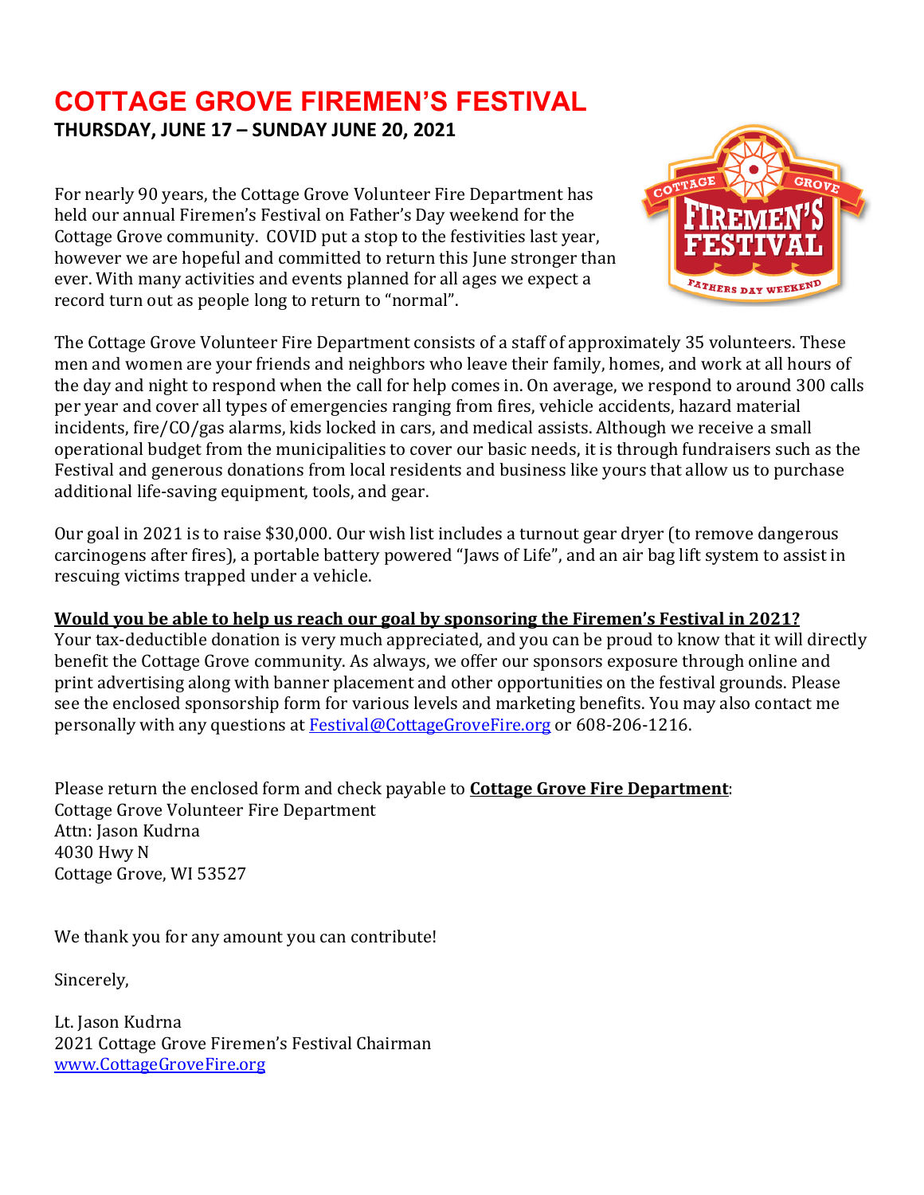# COTTAGE GROVE FIREMEN'S FESTIVAL

**THURSDAY, JUNE 17 – SUNDAY JUNE 20, 2021**

For nearly 90 years, the Cottage Grove Volunteer Fire Department has held our annual Firemen's Festival on Father's Day weekend for the Cottage Grove community. COVID put a stop to the festivities last year, however we are hopeful and committed to return this June stronger than ever. With many activities and events planned for all ages we expect a record turn out as people long to return to "normal".

The Cottage Grove Volunteer Fire Department consists of a staff of approximately 35 volunteers. These men and women are your friends and neighbors who leave their family, homes, and work at all hours of the day and night to respond when the call for help comes in. On average, we respond to around 300 calls per year and cover all types of emergencies ranging from fires, vehicle accidents, hazard material incidents, fire/CO/gas alarms, kids locked in cars, and medical assists. Although we receive a small operational budget from the municipalities to cover our basic needs, it is through fundraisers such as the Festival and generous donations from local residents and business like yours that allow us to purchase additional life-saving equipment, tools, and gear.

Our goal in 2021 is to raise $30,000. Our wish list includes a turnout gear dryer (to remove dangerous carcinogens after fires), a portable battery powered "Jaws of Life", and an air bag lift system to assist in rescuing victims trapped under a vehicle.

**Would you be able to help us reach our goal by sponsoring the Firemen's Festival in 2021?**
Your tax-deductible donation is very much appreciated, and you can be proud to know that it will directly benefit the Cottage Grove community. As always, we offer our sponsors exposure through online and print advertising along with banner placement and other opportunities on the festival grounds. Please see the enclosed sponsorship form for various levels and marketing benefits. You may also contact me personally with any questions at Festival@CottageGroveFire.org or 608-206-1216.

Please return the enclosed form and check payable to **Cottage Grove Fire Department**:
Cottage Grove Volunteer Fire Department
Attn: Jason Kudrna
4030 Hwy N
Cottage Grove, WI 53527

We thank you for any amount you can contribute!

Sincerely,

Lt. Jason Kudrna
2021 Cottage Grove Firemen's Festival Chairman
www.CottageGroveFire.org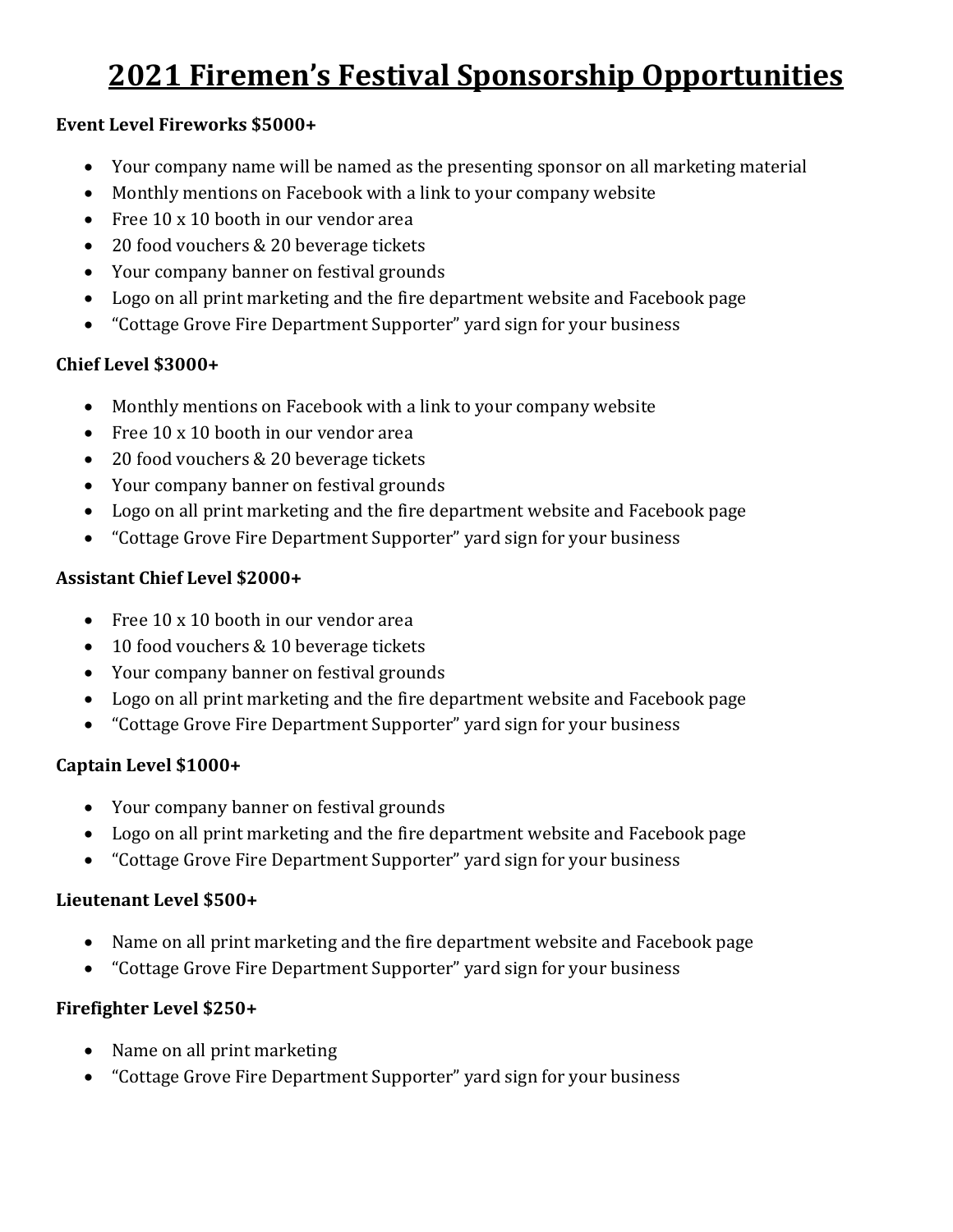# 2021 Firemen's Festival Sponsorship Opportunities

**Event Level Fireworks $5000+**

- Your company name will be named as the presenting sponsor on all marketing material
- Monthly mentions on Facebook with a link to your company website
- Free 10 x 10 booth in our vendor area
- 20 food vouchers & 20 beverage tickets
- Your company banner on festival grounds
- Logo on all print marketing and the fire department website and Facebook page
- "Cottage Grove Fire Department Supporter" yard sign for your business

**Chief Level $3000+**

- Monthly mentions on Facebook with a link to your company website
- Free 10 x 10 booth in our vendor area
- 20 food vouchers & 20 beverage tickets
- Your company banner on festival grounds
- Logo on all print marketing and the fire department website and Facebook page
- "Cottage Grove Fire Department Supporter" yard sign for your business

**Assistant Chief Level $2000+**

- Free 10 x 10 booth in our vendor area
- 10 food vouchers & 10 beverage tickets
- Your company banner on festival grounds
- Logo on all print marketing and the fire department website and Facebook page
- "Cottage Grove Fire Department Supporter" yard sign for your business

**Captain Level $1000+**

- Your company banner on festival grounds
- Logo on all print marketing and the fire department website and Facebook page
- "Cottage Grove Fire Department Supporter" yard sign for your business

**Lieutenant Level $500+**

- Name on all print marketing and the fire department website and Facebook page
- "Cottage Grove Fire Department Supporter" yard sign for your business

**Firefighter Level $250+**

- Name on all print marketing
- "Cottage Grove Fire Department Supporter" yard sign for your business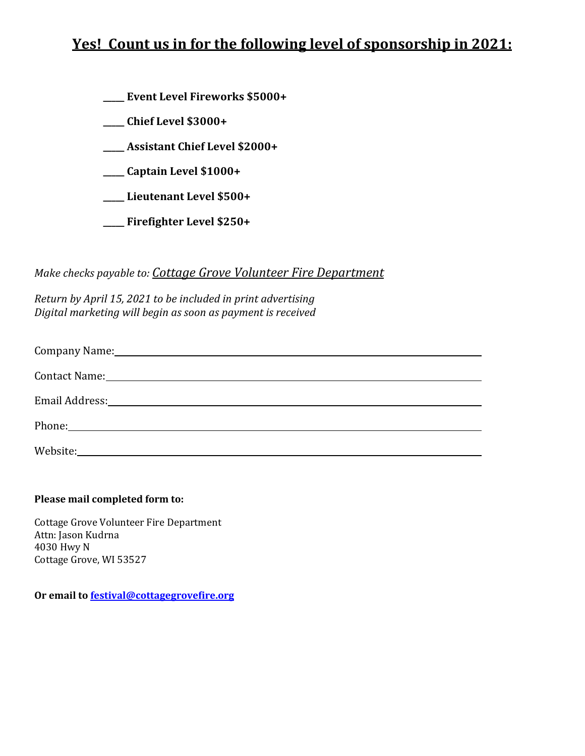# **Yes! Count us in for the following level of sponsorship in 2021:**

_____ **Event Level Fireworks $5000+**

_____ **Chief Level $3000+**

_____ **Assistant Chief Level $2000+**

_____ **Captain Level $1000+**

_____ **Lieutenant Level $500+**

_____ **Firefighter Level $250+**

*Make checks payable to:* *Cottage Grove Volunteer Fire Department*

*Return by April 15, 2021 to be included in print advertising*
*Digital marketing will begin as soon as payment is received*

Company Name: ____________________________________________

Contact Name: ____________________________________________

Email Address: ____________________________________________

Phone: ____________________________________________

Website: ____________________________________________

**Please mail completed form to:**

Cottage Grove Volunteer Fire Department
Attn: Jason Kudrna
4030 Hwy N
Cottage Grove, WI 53527

**Or email to festival@cottagegrovefire.org**